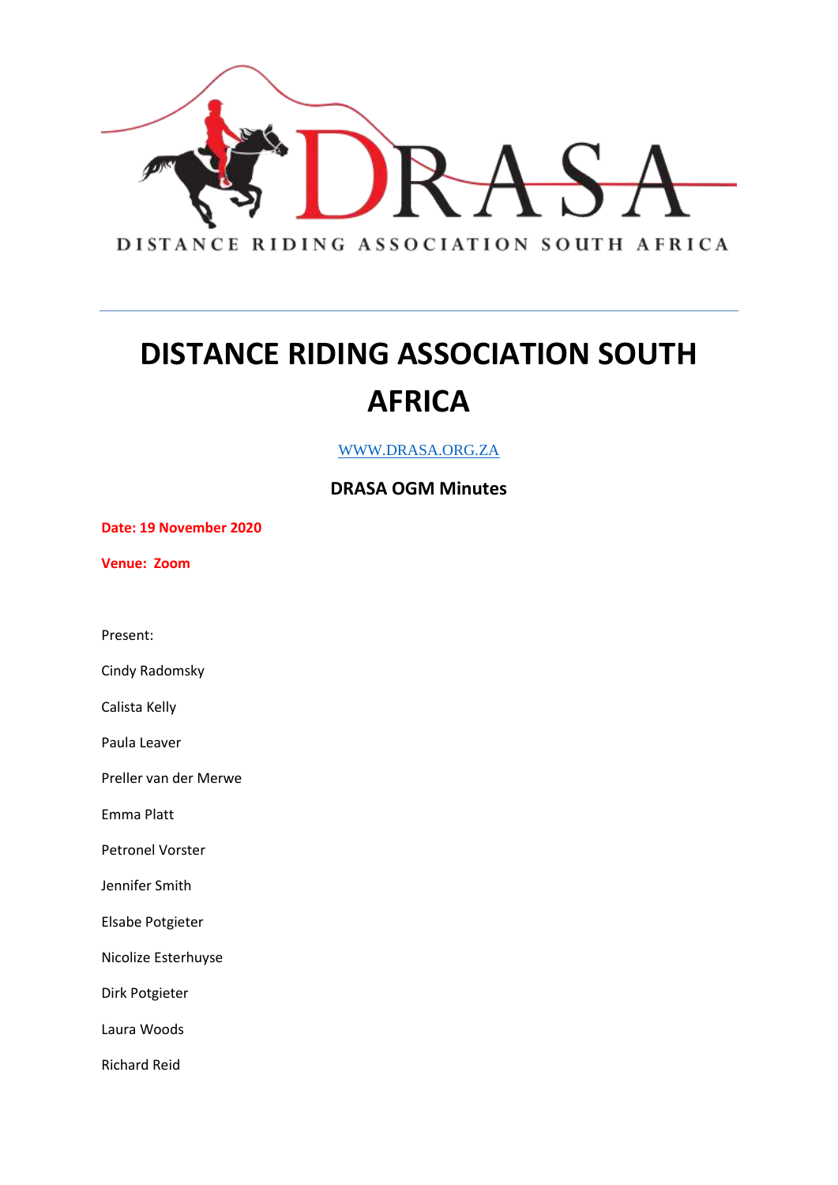DISTANCE RIDING ASSOCIATION SOUTH AFRICA

---

# DISTANCE RIDING ASSOCIATION SOUTH AFRICA

[WWW.DRASA.ORG.ZA](http://www.drasa.org.za)

**DRASA OGM Minutes**

**Date: 19 November 2020**

**Venue: Zoom**

Present:

Cindy Radomsky

Calista Kelly

Paula Leaver

Preller van der Merwe

Emma Platt

Petronel Vorster

Jennifer Smith

Elsabe Potgieter

Nicolize Esterhuyse

Dirk Potgieter

Laura Woods

Richard Reid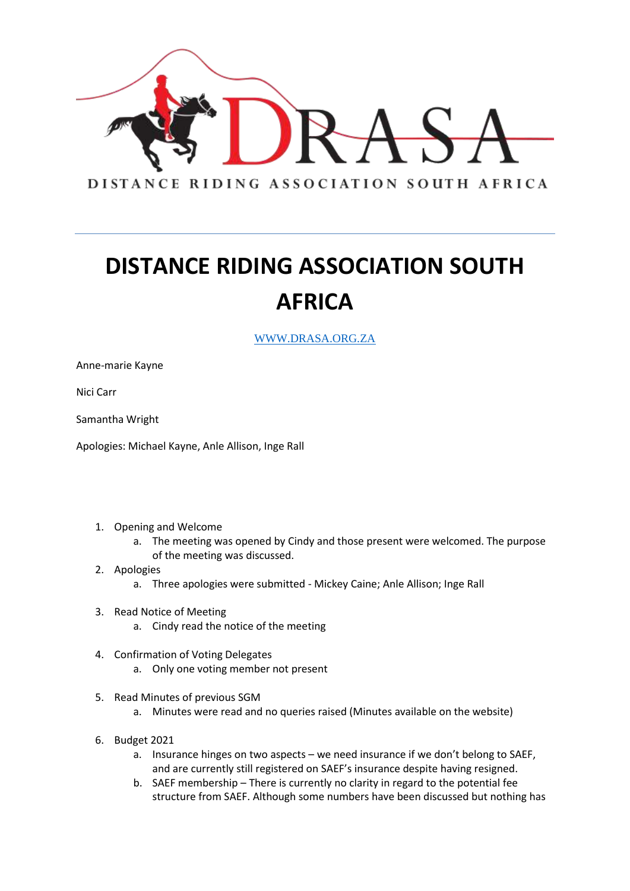DISTANCE RIDING ASSOCIATION SOUTH AFRICA

# DISTANCE RIDING ASSOCIATION SOUTH AFRICA

[WWW.DRASA.ORG.ZA](http://WWW.DRASA.ORG.ZA)

Anne-marie Kayne

Nici Carr

Samantha Wright

Apologies: Michael Kayne, Anle Allison, Inge Rall

1. Opening and Welcome
   a. The meeting was opened by Cindy and those present were welcomed. The purpose of the meeting was discussed.
2. Apologies
   a. Three apologies were submitted - Mickey Caine; Anle Allison; Inge Rall
3. Read Notice of Meeting
   a. Cindy read the notice of the meeting
4. Confirmation of Voting Delegates
   a. Only one voting member not present
5. Read Minutes of previous SGM
   a. Minutes were read and no queries raised (Minutes available on the website)
6. Budget 2021
   a. Insurance hinges on two aspects – we need insurance if we don't belong to SAEF, and are currently still registered on SAEF's insurance despite having resigned.
   b. SAEF membership – There is currently no clarity in regard to the potential fee structure from SAEF. Although some numbers have been discussed but nothing has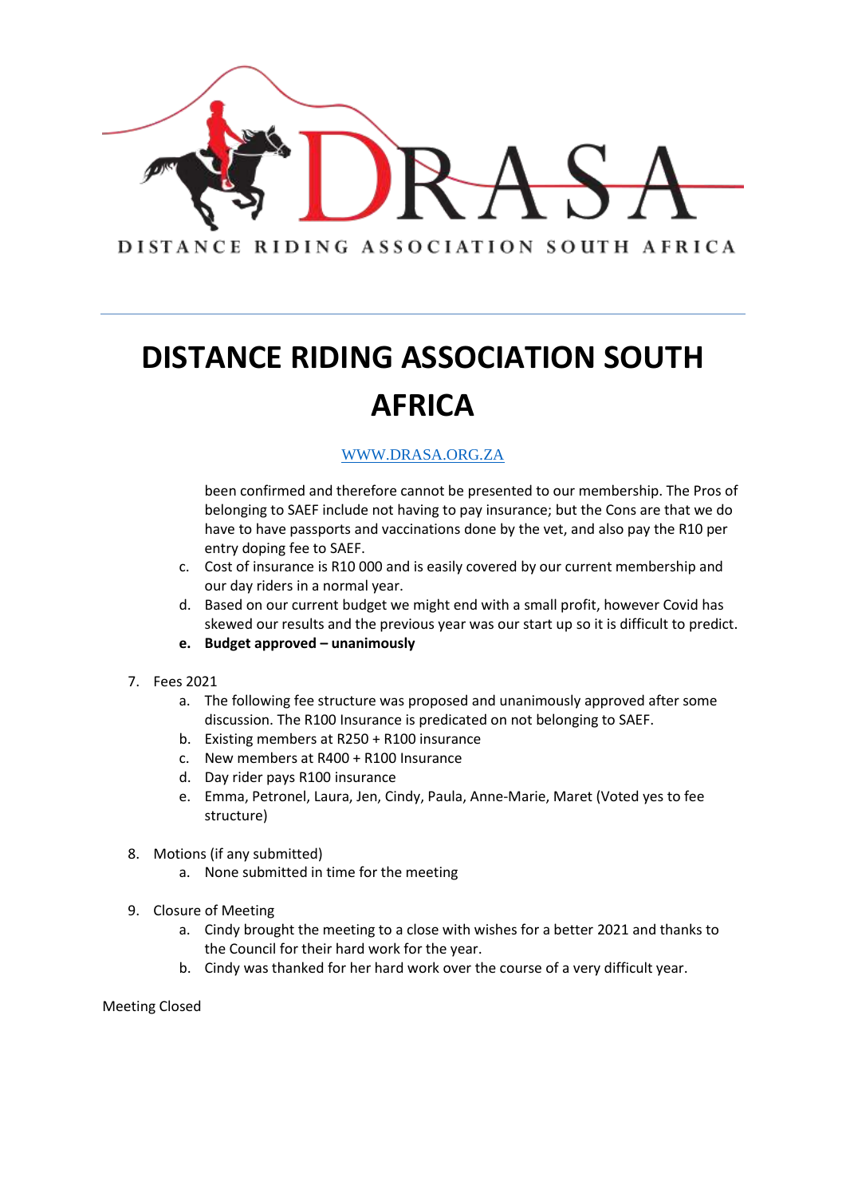been confirmed and therefore cannot be presented to our membership. The Pros of belonging to SAEF include not having to pay insurance; but the Cons are that we do have to have passports and vaccinations done by the vet, and also pay the R10 per entry doping fee to SAEF.

  c. Cost of insurance is R10 000 and is easily covered by our current membership and our day riders in a normal year.
  d. Based on our current budget we might end with a small profit, however Covid has skewed our results and the previous year was our start up so it is difficult to predict.
  e. **Budget approved – unanimously**

7. Fees 2021
   a. The following fee structure was proposed and unanimously approved after some discussion. The R100 Insurance is predicated on not belonging to SAEF.
   b. Existing members at R250 + R100 insurance
   c. New members at R400 + R100 Insurance
   d. Day rider pays R100 insurance
   e. Emma, Petronel, Laura, Jen, Cindy, Paula, Anne-Marie, Maret (Voted yes to fee structure)

8. Motions (if any submitted)
   a. None submitted in time for the meeting

9. Closure of Meeting
   a. Cindy brought the meeting to a close with wishes for a better 2021 and thanks to the Council for their hard work for the year.
   b. Cindy was thanked for her hard work over the course of a very difficult year.

Meeting Closed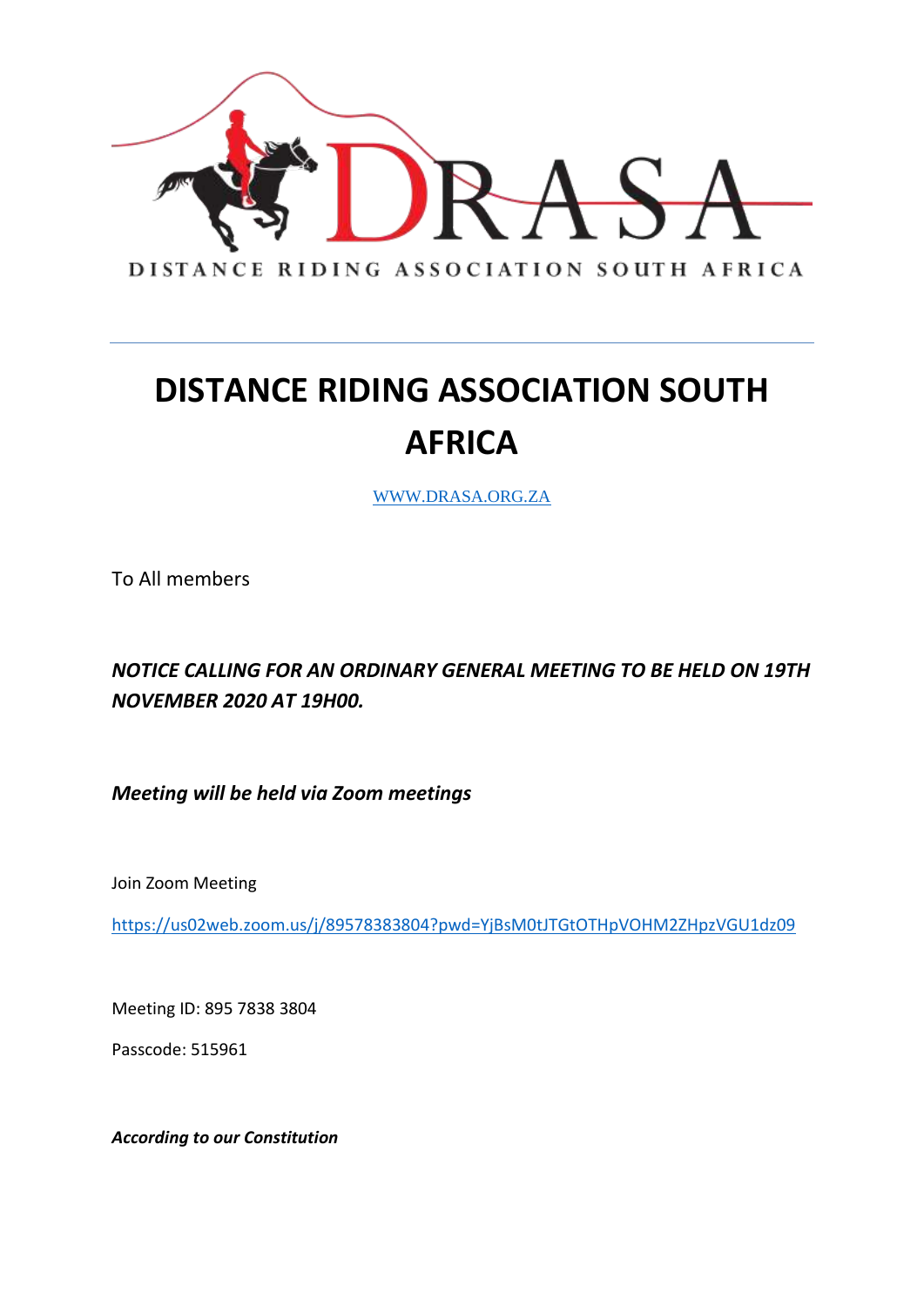DISTANCE RIDING ASSOCIATION SOUTH AFRICA

# DISTANCE RIDING ASSOCIATION SOUTH AFRICA

[WWW.DRASA.ORG.ZA](http://WWW.DRASA.ORG.ZA)

To All members

***NOTICE CALLING FOR AN ORDINARY GENERAL MEETING TO BE HELD ON 19TH NOVEMBER 2020 AT 19H00.***

***Meeting will be held via Zoom meetings***

Join Zoom Meeting

https://us02web.zoom.us/j/89578383804?pwd=YjBsM0tJTGtOTHpVOHM2ZHpzVGU1dz09

Meeting ID: 895 7838 3804

Passcode: 515961

***According to our Constitution***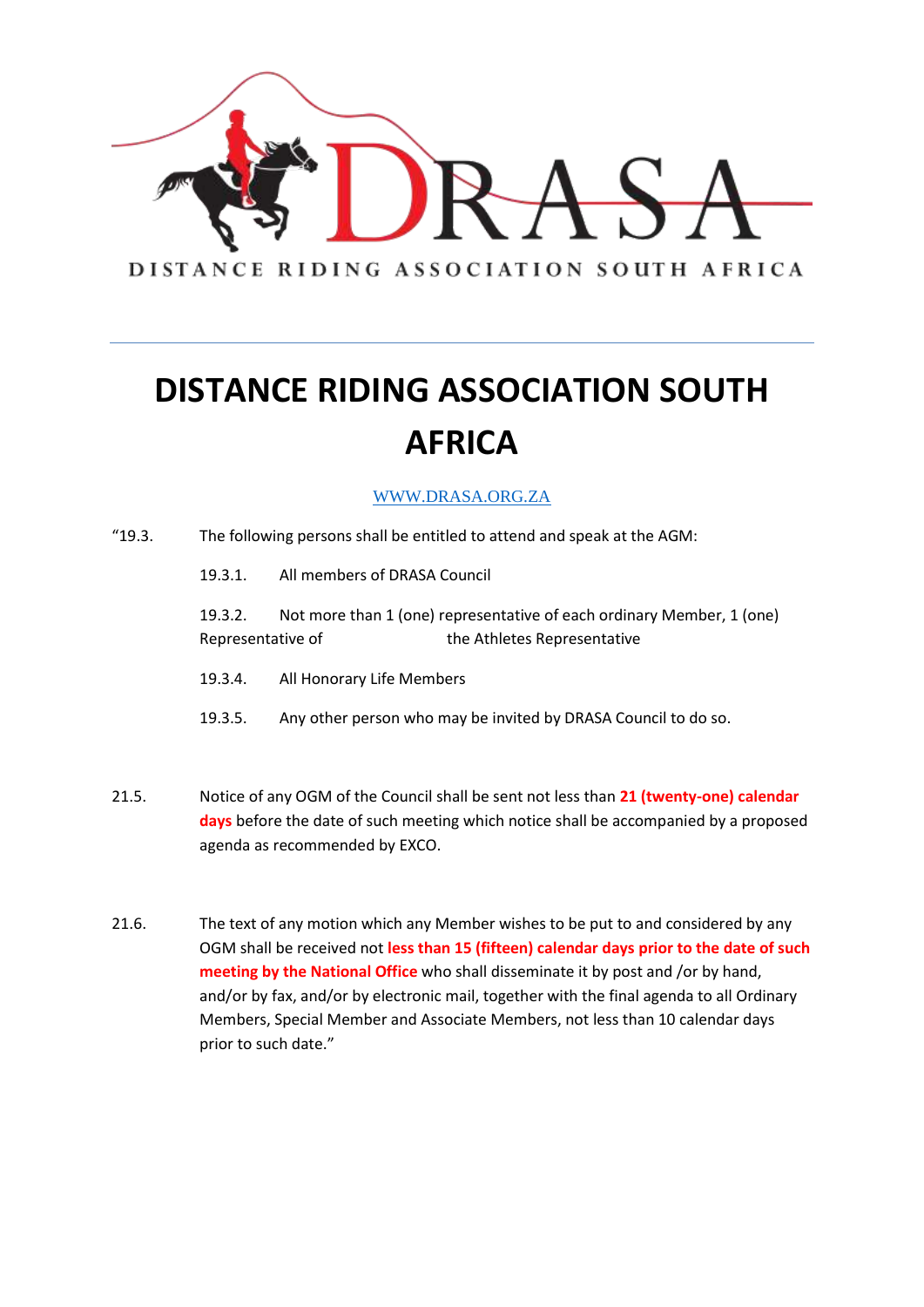# DISTANCE RIDING ASSOCIATION SOUTH AFRICA

[WWW.DRASA.ORG.ZA](http://WWW.DRASA.ORG.ZA)

"19.3. The following persons shall be entitled to attend and speak at the AGM:

19.3.1. All members of DRASA Council

19.3.2. Not more than 1 (one) representative of each ordinary Member, 1 (one) Representative of the Athletes Representative

19.3.4. All Honorary Life Members

19.3.5. Any other person who may be invited by DRASA Council to do so.

21.5. Notice of any OGM of the Council shall be sent not less than **21 (twenty-one) calendar days** before the date of such meeting which notice shall be accompanied by a proposed agenda as recommended by EXCO.

21.6. The text of any motion which any Member wishes to be put to and considered by any OGM shall be received not **less than 15 (fifteen) calendar days prior to the date of such meeting by the National Office** who shall disseminate it by post and /or by hand, and/or by fax, and/or by electronic mail, together with the final agenda to all Ordinary Members, Special Member and Associate Members, not less than 10 calendar days prior to such date."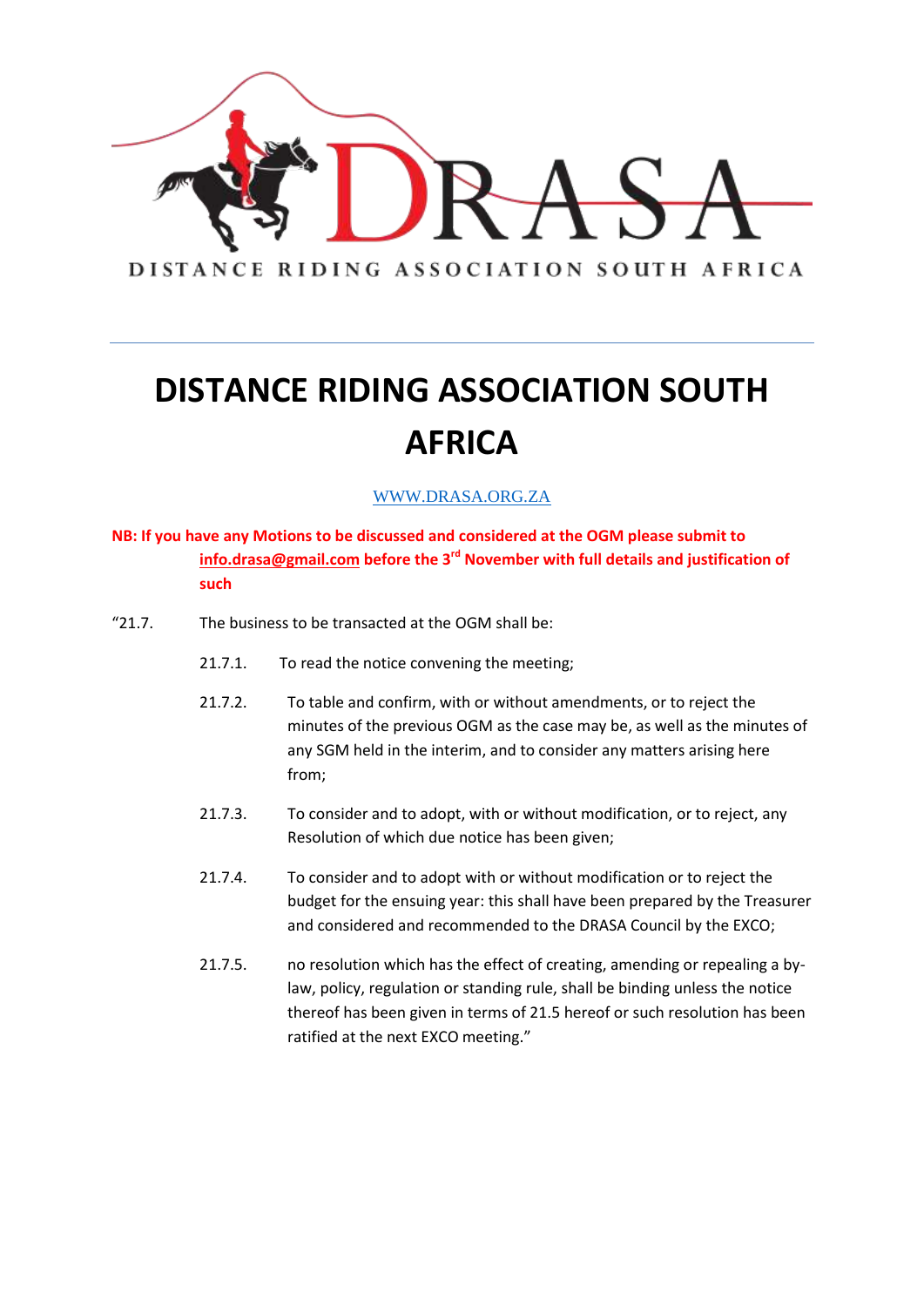DISTANCE RIDING ASSOCIATION SOUTH AFRICA

# DISTANCE RIDING ASSOCIATION SOUTH AFRICA

WWW.DRASA.ORG.ZA

**NB: If you have any Motions to be discussed and considered at the OGM please submit to info.drasa@gmail.com before the 3rd November with full details and justification of such**

"21.7. The business to be transacted at the OGM shall be:

21.7.1. To read the notice convening the meeting;

21.7.2. To table and confirm, with or without amendments, or to reject the minutes of the previous OGM as the case may be, as well as the minutes of any SGM held in the interim, and to consider any matters arising here from;

21.7.3. To consider and to adopt, with or without modification, or to reject, any Resolution of which due notice has been given;

21.7.4. To consider and to adopt with or without modification or to reject the budget for the ensuing year: this shall have been prepared by the Treasurer and considered and recommended to the DRASA Council by the EXCO;

21.7.5. no resolution which has the effect of creating, amending or repealing a by-law, policy, regulation or standing rule, shall be binding unless the notice thereof has been given in terms of 21.5 hereof or such resolution has been ratified at the next EXCO meeting."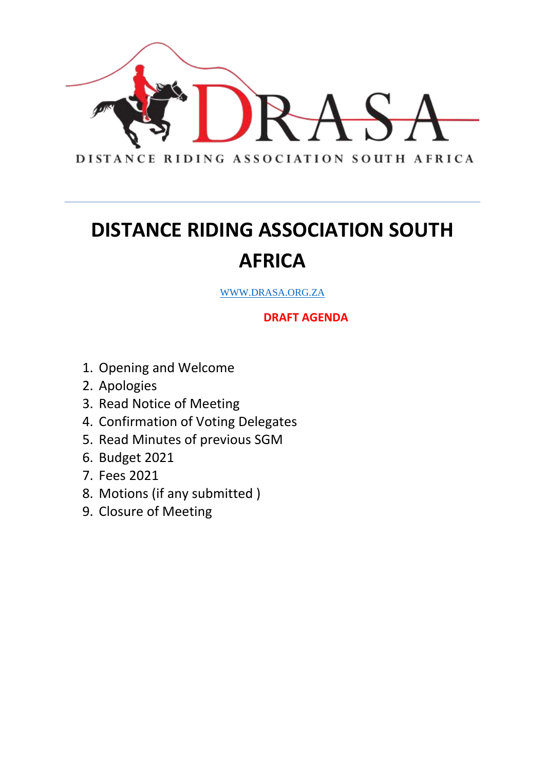DISTANCE RIDING ASSOCIATION SOUTH AFRICA

# DISTANCE RIDING ASSOCIATION SOUTH AFRICA

WWW.DRASA.ORG.ZA

**DRAFT AGENDA**

1. Opening and Welcome
2. Apologies
3. Read Notice of Meeting
4. Confirmation of Voting Delegates
5. Read Minutes of previous SGM
6. Budget 2021
7. Fees 2021
8. Motions (if any submitted )
9. Closure of Meeting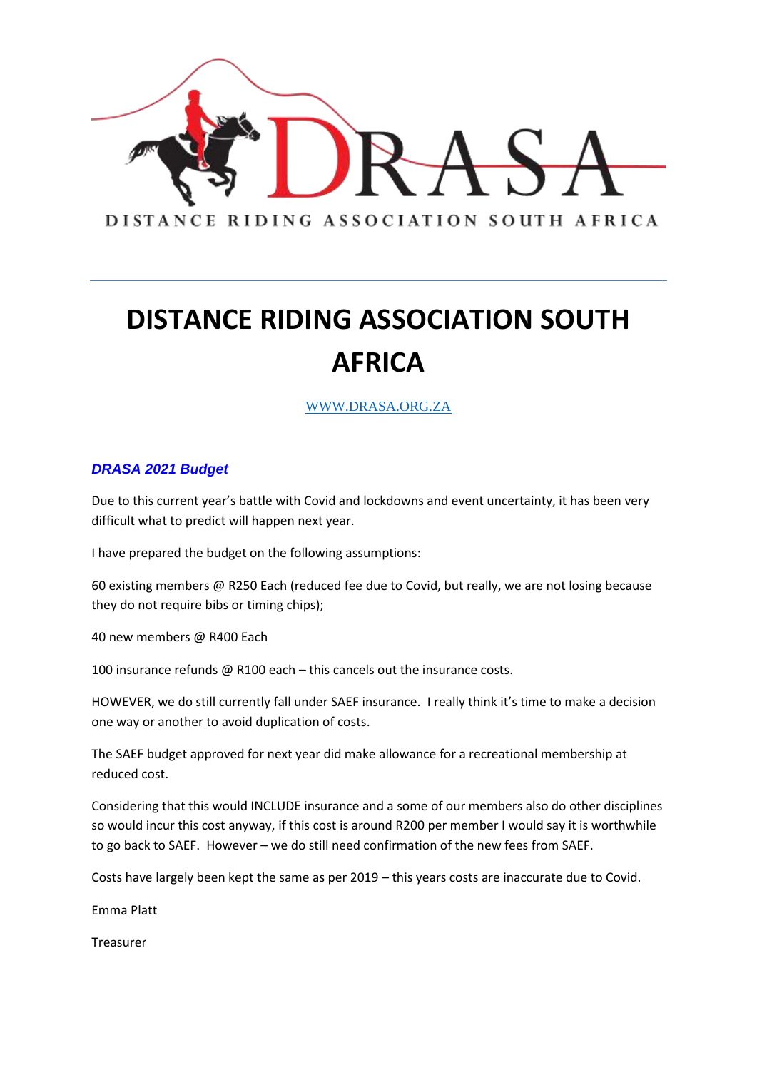DISTANCE RIDING ASSOCIATION SOUTH AFRICA

# DISTANCE RIDING ASSOCIATION SOUTH AFRICA

[WWW.DRASA.ORG.ZA](http://www.drasa.org.za)

### ***DRASA 2021 Budget***

Due to this current year's battle with Covid and lockdowns and event uncertainty, it has been very difficult what to predict will happen next year.

I have prepared the budget on the following assumptions:

60 existing members @ R250 Each (reduced fee due to Covid, but really, we are not losing because they do not require bibs or timing chips);

40 new members @ R400 Each

100 insurance refunds @ R100 each – this cancels out the insurance costs.

HOWEVER, we do still currently fall under SAEF insurance. I really think it's time to make a decision one way or another to avoid duplication of costs.

The SAEF budget approved for next year did make allowance for a recreational membership at reduced cost.

Considering that this would INCLUDE insurance and a some of our members also do other disciplines so would incur this cost anyway, if this cost is around R200 per member I would say it is worthwhile to go back to SAEF. However – we do still need confirmation of the new fees from SAEF.

Costs have largely been kept the same as per 2019 – this years costs are inaccurate due to Covid.

Emma Platt

Treasurer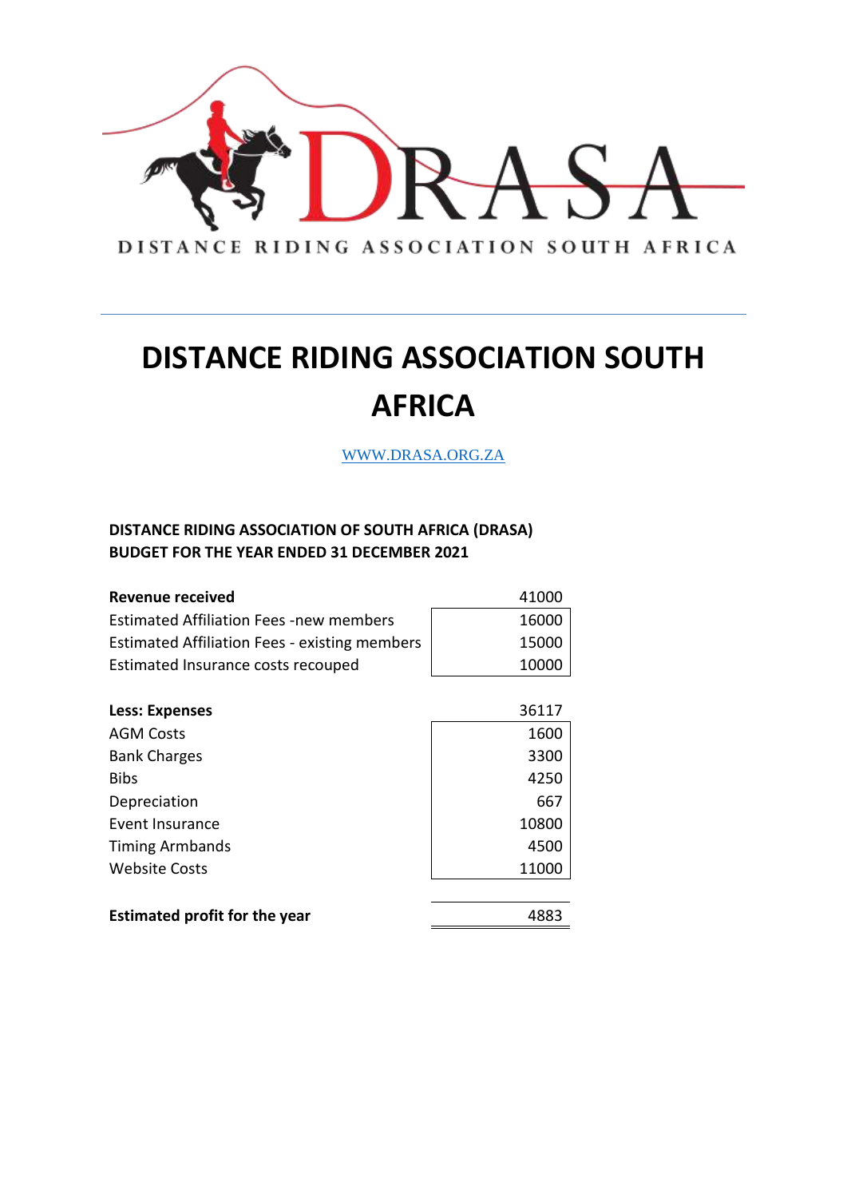DISTANCE RIDING ASSOCIATION SOUTH AFRICA

# DISTANCE RIDING ASSOCIATION SOUTH AFRICA

WWW.DRASA.ORG.ZA

**DISTANCE RIDING ASSOCIATION OF SOUTH AFRICA (DRASA)**
**BUDGET FOR THE YEAR ENDED 31 DECEMBER 2021**

| | |
|---|---|
| **Revenue received** | 41000 |
| Estimated Affiliation Fees -new members | 16000 |
| Estimated Affiliation Fees - existing members | 15000 |
| Estimated Insurance costs recouped | 10000 |
| | |
| **Less: Expenses** | 36117 |
| AGM Costs | 1600 |
| Bank Charges | 3300 |
| Bibs | 4250 |
| Depreciation | 667 |
| Event Insurance | 10800 |
| Timing Armbands | 4500 |
| Website Costs | 11000 |
| | |
| **Estimated profit for the year** | 4883 |